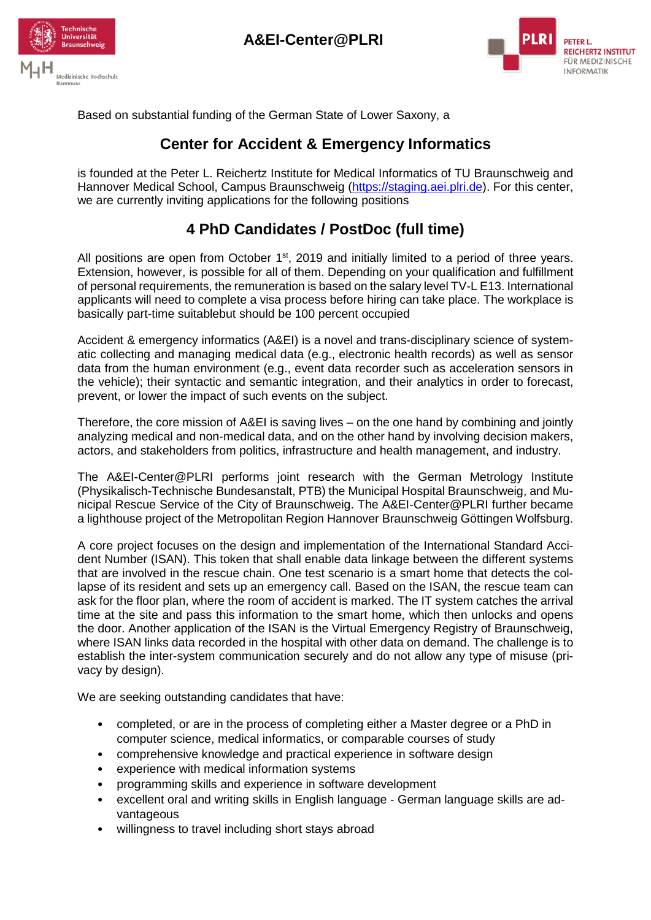# A&EI-Center@PLRI

Based on substantial funding of the German State of Lower Saxony, a

## Center for Accident & Emergency Informatics

is founded at the Peter L. Reichertz Institute for Medical Informatics of TU Braunschweig and Hannover Medical School, Campus Braunschweig (https://staging.aei.plri.de). For this center, we are currently inviting applications for the following positions

## 4 PhD Candidates / PostDoc (full time)

All positions are open from October 1st, 2019 and initially limited to a period of three years. Extension, however, is possible for all of them. Depending on your qualification and fulfillment of personal requirements, the remuneration is based on the salary level TV-L E13. International applicants will need to complete a visa process before hiring can take place. The workplace is basically part-time suitablebut should be 100 percent occupied

Accident & emergency informatics (A&EI) is a novel and trans-disciplinary science of systematic collecting and managing medical data (e.g., electronic health records) as well as sensor data from the human environment (e.g., event data recorder such as acceleration sensors in the vehicle); their syntactic and semantic integration, and their analytics in order to forecast, prevent, or lower the impact of such events on the subject.

Therefore, the core mission of A&EI is saving lives – on the one hand by combining and jointly analyzing medical and non-medical data, and on the other hand by involving decision makers, actors, and stakeholders from politics, infrastructure and health management, and industry.

The A&EI-Center@PLRI performs joint research with the German Metrology Institute (Physikalisch-Technische Bundesanstalt, PTB) the Municipal Hospital Braunschweig, and Municipal Rescue Service of the City of Braunschweig. The A&EI-Center@PLRI further became a lighthouse project of the Metropolitan Region Hannover Braunschweig Göttingen Wolfsburg.

A core project focuses on the design and implementation of the International Standard Accident Number (ISAN). This token that shall enable data linkage between the different systems that are involved in the rescue chain. One test scenario is a smart home that detects the collapse of its resident and sets up an emergency call. Based on the ISAN, the rescue team can ask for the floor plan, where the room of accident is marked. The IT system catches the arrival time at the site and pass this information to the smart home, which then unlocks and opens the door. Another application of the ISAN is the Virtual Emergency Registry of Braunschweig, where ISAN links data recorded in the hospital with other data on demand. The challenge is to establish the inter-system communication securely and do not allow any type of misuse (privacy by design).

We are seeking outstanding candidates that have:

- completed, or are in the process of completing either a Master degree or a PhD in computer science, medical informatics, or comparable courses of study
- comprehensive knowledge and practical experience in software design
- experience with medical information systems
- programming skills and experience in software development
- excellent oral and writing skills in English language - German language skills are advantageous
- willingness to travel including short stays abroad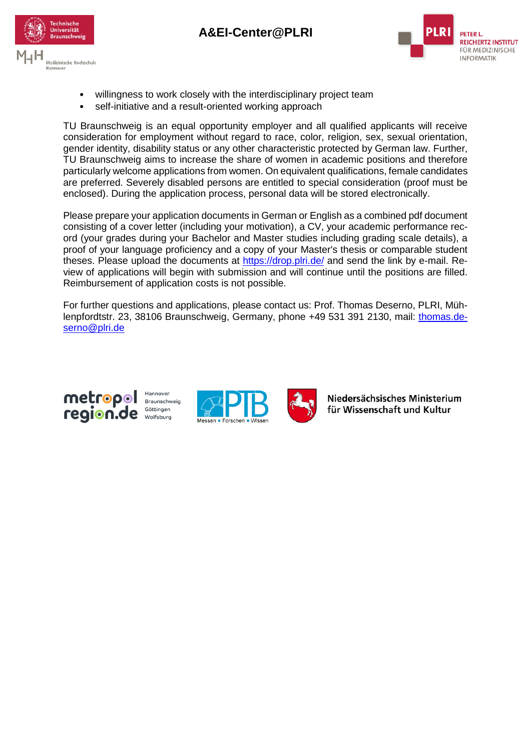- willingness to work closely with the interdisciplinary project team
- self-initiative and a result-oriented working approach

TU Braunschweig is an equal opportunity employer and all qualified applicants will receive consideration for employment without regard to race, color, religion, sex, sexual orientation, gender identity, disability status or any other characteristic protected by German law. Further, TU Braunschweig aims to increase the share of women in academic positions and therefore particularly welcome applications from women. On equivalent qualifications, female candidates are preferred. Severely disabled persons are entitled to special consideration (proof must be enclosed). During the application process, personal data will be stored electronically.

Please prepare your application documents in German or English as a combined pdf document consisting of a cover letter (including your motivation), a CV, your academic performance record (your grades during your Bachelor and Master studies including grading scale details), a proof of your language proficiency and a copy of your Master's thesis or comparable student theses. Please upload the documents at https://drop.plri.de/ and send the link by e-mail. Review of applications will begin with submission and will continue until the positions are filled. Reimbursement of application costs is not possible.

For further questions and applications, please contact us: Prof. Thomas Deserno, PLRI, Mühlenpfordtstr. 23, 38106 Braunschweig, Germany, phone +49 531 391 2130, mail: thomas.deserno@plri.de

metropolregion.de Hannover Braunschweig Göttingen Wolfsburg

PTB Messen Forschen Wissen

Niedersächsisches Ministerium für Wissenschaft und Kultur